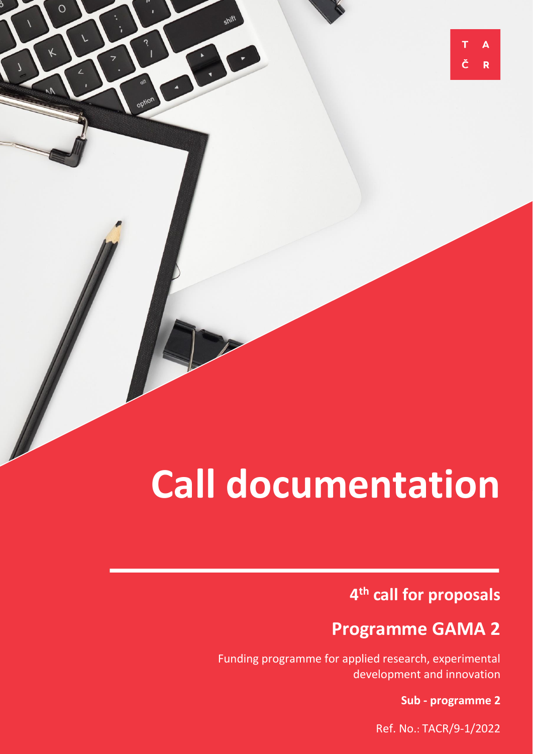T A
Č R

# Call documentation

**4th call for proposals**

## Programme GAMA 2

Funding programme for applied research, experimental development and innovation

**Sub - programme 2**

Ref. No.: TACR/9-1/2022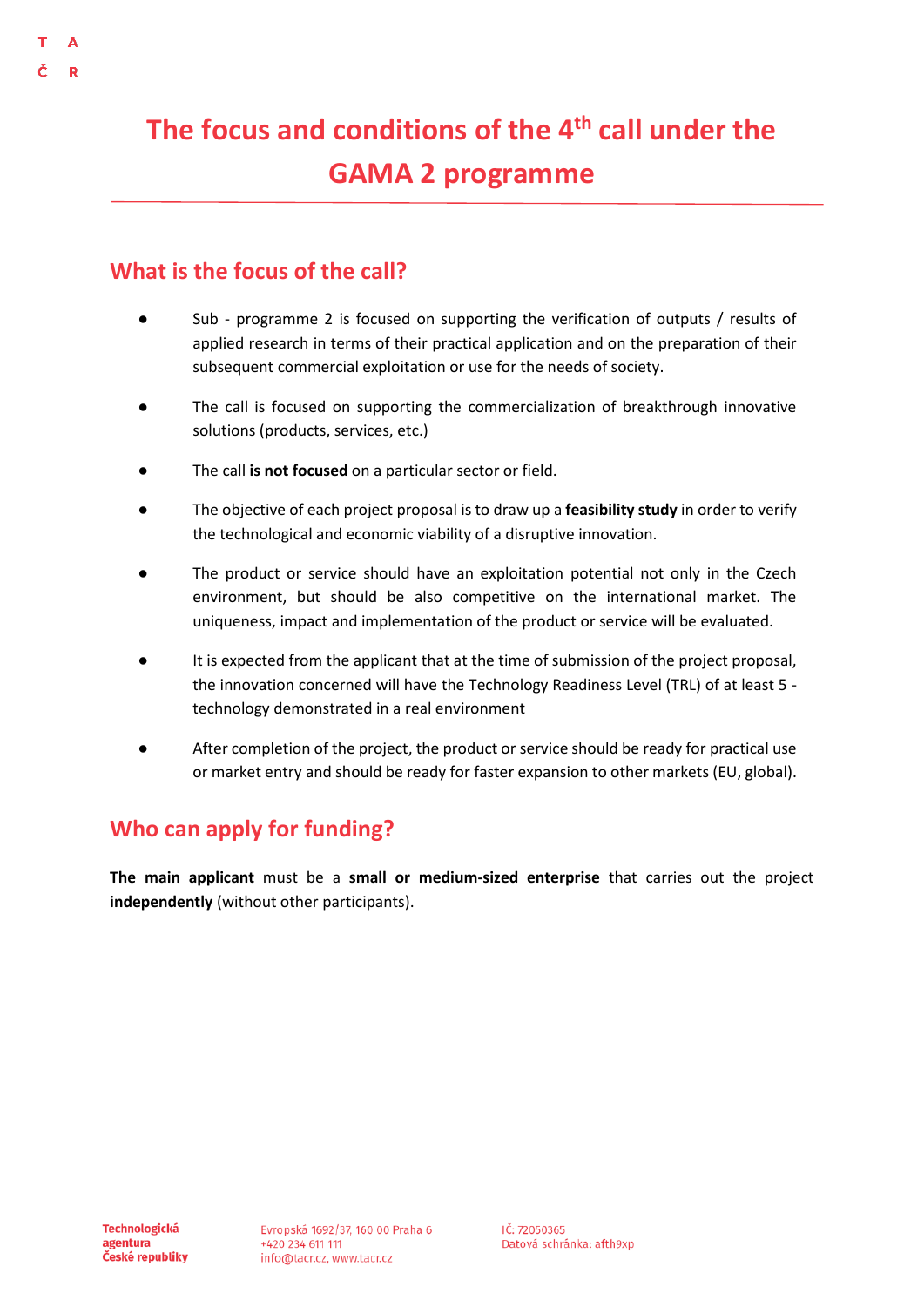# The focus and conditions of the 4th call under the GAMA 2 programme

## What is the focus of the call?

- Sub - programme 2 is focused on supporting the verification of outputs / results of applied research in terms of their practical application and on the preparation of their subsequent commercial exploitation or use for the needs of society.
- The call is focused on supporting the commercialization of breakthrough innovative solutions (products, services, etc.)
- The call **is not focused** on a particular sector or field.
- The objective of each project proposal is to draw up a **feasibility study** in order to verify the technological and economic viability of a disruptive innovation.
- The product or service should have an exploitation potential not only in the Czech environment, but should be also competitive on the international market. The uniqueness, impact and implementation of the product or service will be evaluated.
- It is expected from the applicant that at the time of submission of the project proposal, the innovation concerned will have the Technology Readiness Level (TRL) of at least 5 - technology demonstrated in a real environment
- After completion of the project, the product or service should be ready for practical use or market entry and should be ready for faster expansion to other markets (EU, global).

## Who can apply for funding?

**The main applicant** must be a **small or medium-sized enterprise** that carries out the project **independently** (without other participants).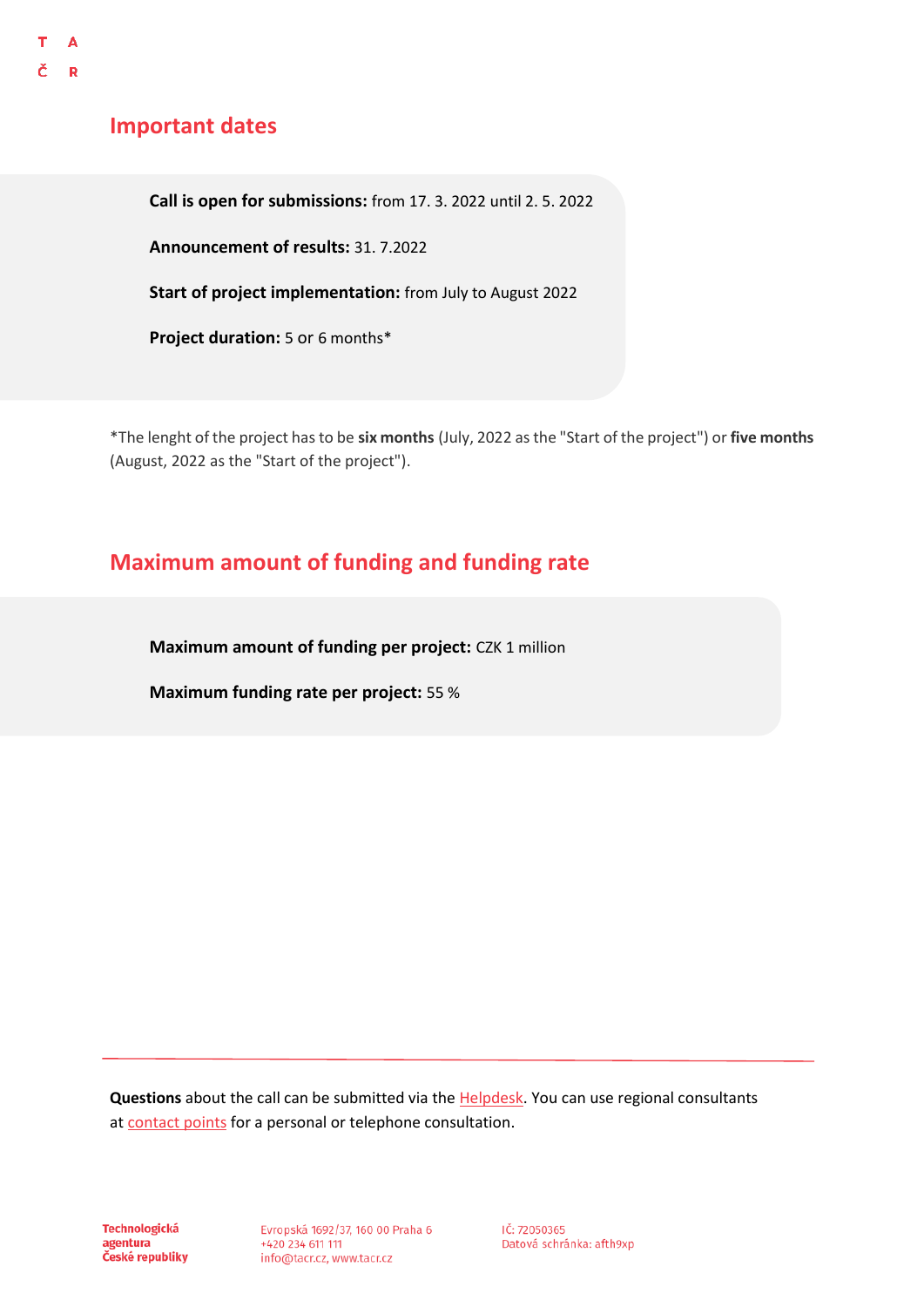## Important dates

**Call is open for submissions:** from 17. 3. 2022 until 2. 5. 2022

**Announcement of results:** 31. 7.2022

**Start of project implementation:** from July to August 2022

**Project duration:** 5 or 6 months*

*The lenght of the project has to be **six months** (July, 2022 as the "Start of the project") or **five months** (August, 2022 as the "Start of the project").

## Maximum amount of funding and funding rate

**Maximum amount of funding per project:** CZK 1 million

**Maximum funding rate per project:** 55 %

**Questions** about the call can be submitted via the Helpdesk. You can use regional consultants at contact points for a personal or telephone consultation.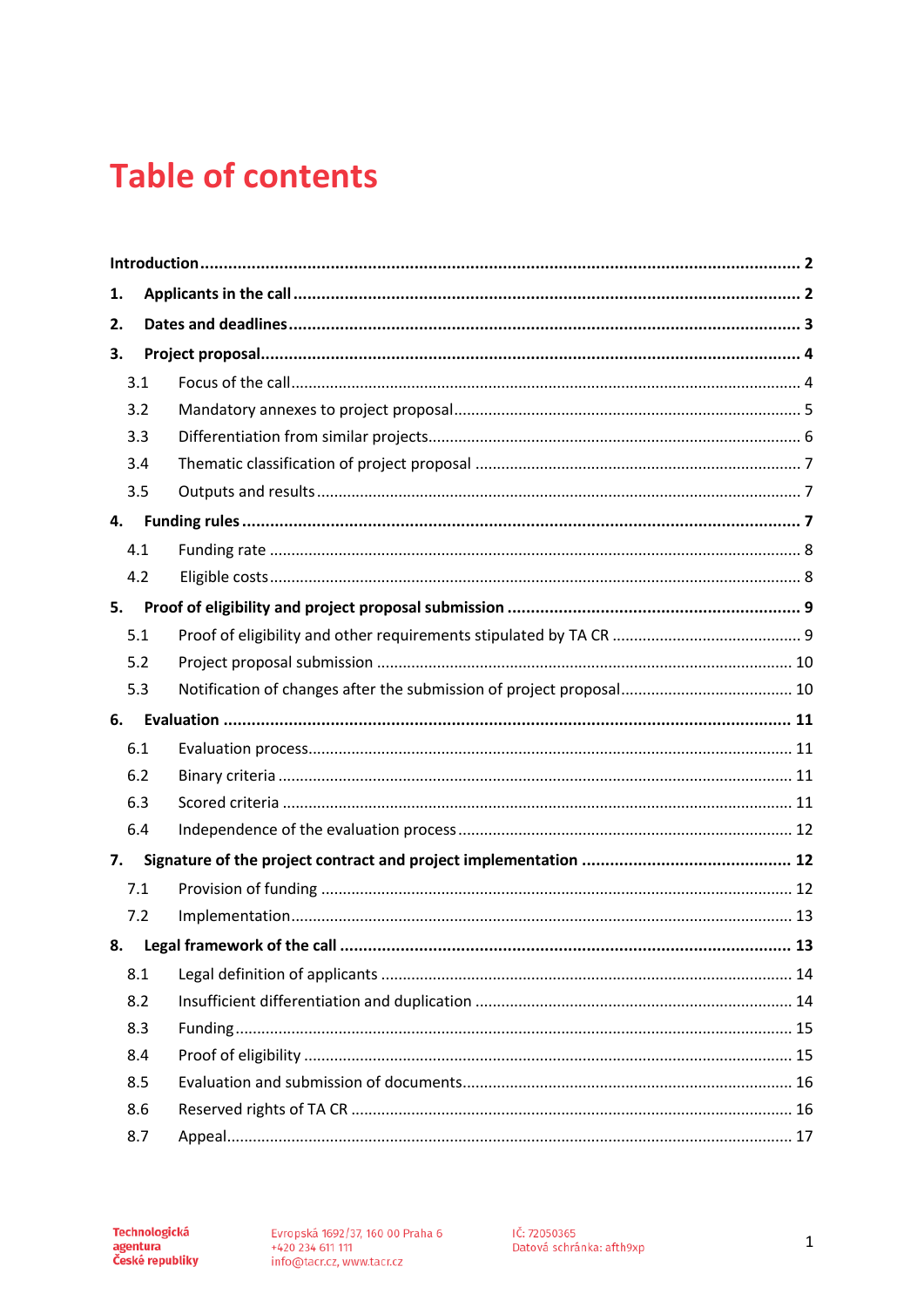# Table of contents

**Introduction** ... **2**

**1. Applicants in the call** ... **2**

**2. Dates and deadlines** ... **3**

**3. Project proposal** ... **4**

- 3.1 Focus of the call ... 4
- 3.2 Mandatory annexes to project proposal ... 5
- 3.3 Differentiation from similar projects ... 6
- 3.4 Thematic classification of project proposal ... 7
- 3.5 Outputs and results ... 7

**4. Funding rules** ... **7**

- 4.1 Funding rate ... 8
- 4.2 Eligible costs ... 8

**5. Proof of eligibility and project proposal submission** ... **9**

- 5.1 Proof of eligibility and other requirements stipulated by TA CR ... 9
- 5.2 Project proposal submission ... 10
- 5.3 Notification of changes after the submission of project proposal ... 10

**6. Evaluation** ... **11**

- 6.1 Evaluation process ... 11
- 6.2 Binary criteria ... 11
- 6.3 Scored criteria ... 11
- 6.4 Independence of the evaluation process ... 12

**7. Signature of the project contract and project implementation** ... **12**

- 7.1 Provision of funding ... 12
- 7.2 Implementation ... 13

**8. Legal framework of the call** ... **13**

- 8.1 Legal definition of applicants ... 14
- 8.2 Insufficient differentiation and duplication ... 14
- 8.3 Funding ... 15
- 8.4 Proof of eligibility ... 15
- 8.5 Evaluation and submission of documents ... 16
- 8.6 Reserved rights of TA CR ... 16
- 8.7 Appeal ... 17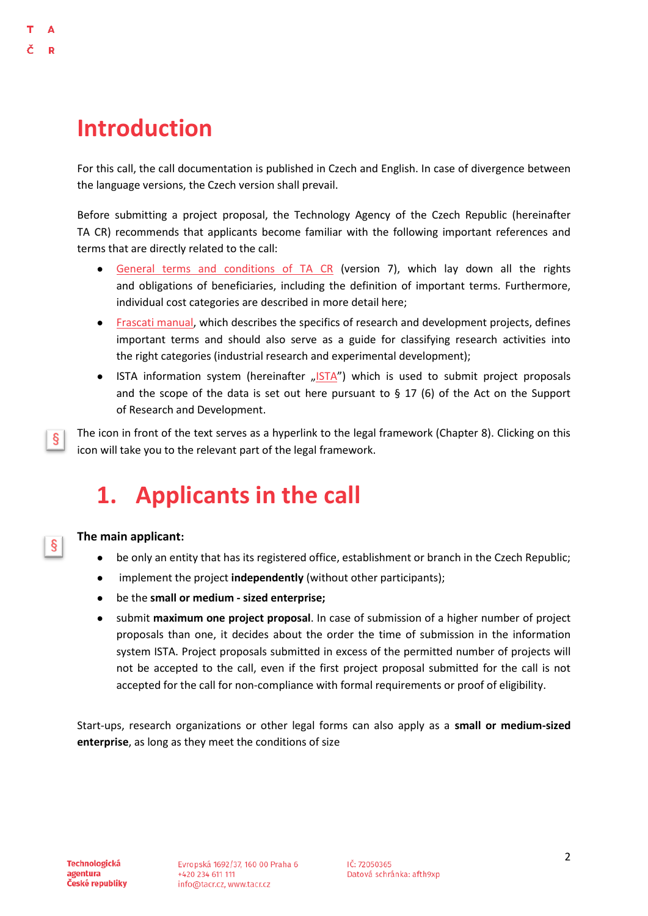# Introduction

For this call, the call documentation is published in Czech and English. In case of divergence between the language versions, the Czech version shall prevail.

Before submitting a project proposal, the Technology Agency of the Czech Republic (hereinafter TA CR) recommends that applicants become familiar with the following important references and terms that are directly related to the call:

- General terms and conditions of TA CR (version 7), which lay down all the rights and obligations of beneficiaries, including the definition of important terms. Furthermore, individual cost categories are described in more detail here;
- Frascati manual, which describes the specifics of research and development projects, defines important terms and should also serve as a guide for classifying research activities into the right categories (industrial research and experimental development);
- ISTA information system (hereinafter „ISTA") which is used to submit project proposals and the scope of the data is set out here pursuant to § 17 (6) of the Act on the Support of Research and Development.

§ The icon in front of the text serves as a hyperlink to the legal framework (Chapter 8). Clicking on this icon will take you to the relevant part of the legal framework.

# 1. Applicants in the call

§ **The main applicant:**

- be only an entity that has its registered office, establishment or branch in the Czech Republic;
- implement the project **independently** (without other participants);
- be the **small or medium - sized enterprise;**
- submit **maximum one project proposal**. In case of submission of a higher number of project proposals than one, it decides about the order the time of submission in the information system ISTA. Project proposals submitted in excess of the permitted number of projects will not be accepted to the call, even if the first project proposal submitted for the call is not accepted for the call for non-compliance with formal requirements or proof of eligibility.

Start-ups, research organizations or other legal forms can also apply as a **small or medium-sized enterprise**, as long as they meet the conditions of size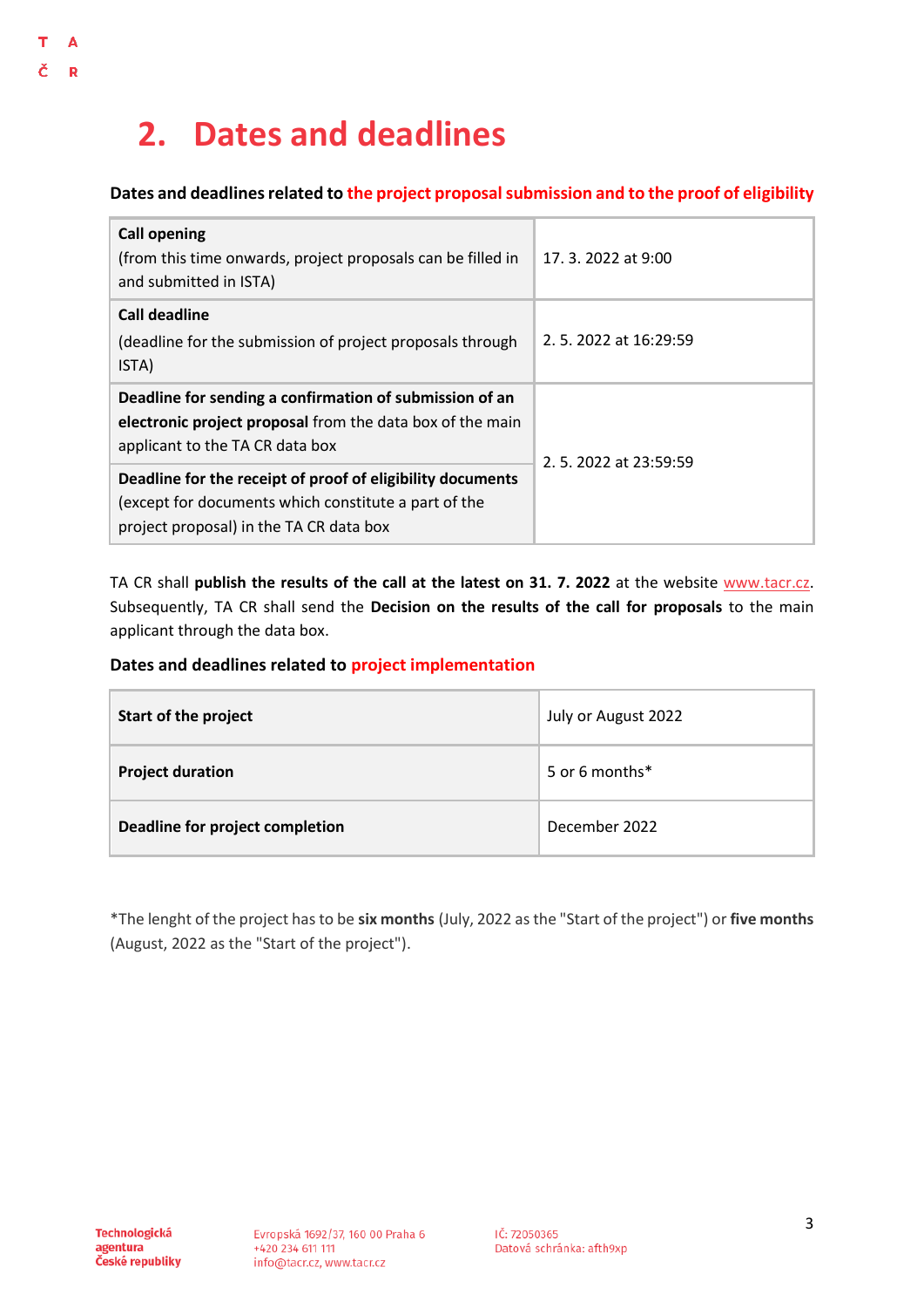# 2. Dates and deadlines

**Dates and deadlines related to the project proposal submission and to the proof of eligibility**

| | |
|---|---|
| **Call opening** (from this time onwards, project proposals can be filled in and submitted in ISTA) | 17. 3. 2022 at 9:00 |
| **Call deadline** (deadline for the submission of project proposals through ISTA) | 2. 5. 2022 at 16:29:59 |
| **Deadline for sending a confirmation of submission of an electronic project proposal** from the data box of the main applicant to the TA CR data box | 2. 5. 2022 at 23:59:59 |
| **Deadline for the receipt of proof of eligibility documents** (except for documents which constitute a part of the project proposal) in the TA CR data box | |

TA CR shall **publish the results of the call at the latest on 31. 7. 2022** at the website www.tacr.cz. Subsequently, TA CR shall send the **Decision on the results of the call for proposals** to the main applicant through the data box.

**Dates and deadlines related to project implementation**

| | |
|---|---|
| **Start of the project** | July or August 2022 |
| **Project duration** | 5 or 6 months* |
| **Deadline for project completion** | December 2022 |

*The lenght of the project has to be **six months** (July, 2022 as the "Start of the project") or **five months** (August, 2022 as the "Start of the project").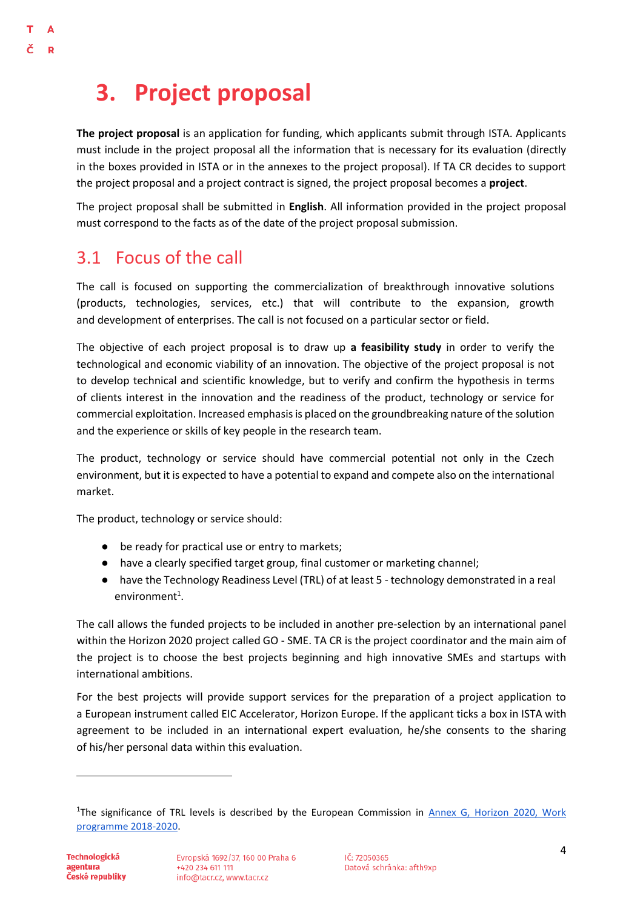# 3. Project proposal

**The project proposal** is an application for funding, which applicants submit through ISTA. Applicants must include in the project proposal all the information that is necessary for its evaluation (directly in the boxes provided in ISTA or in the annexes to the project proposal). If TA CR decides to support the project proposal and a project contract is signed, the project proposal becomes a **project**.

The project proposal shall be submitted in **English**. All information provided in the project proposal must correspond to the facts as of the date of the project proposal submission.

## 3.1 Focus of the call

The call is focused on supporting the commercialization of breakthrough innovative solutions (products, technologies, services, etc.) that will contribute to the expansion, growth and development of enterprises. The call is not focused on a particular sector or field.

The objective of each project proposal is to draw up **a feasibility study** in order to verify the technological and economic viability of an innovation. The objective of the project proposal is not to develop technical and scientific knowledge, but to verify and confirm the hypothesis in terms of clients interest in the innovation and the readiness of the product, technology or service for commercial exploitation. Increased emphasis is placed on the groundbreaking nature of the solution and the experience or skills of key people in the research team.

The product, technology or service should have commercial potential not only in the Czech environment, but it is expected to have a potential to expand and compete also on the international market.

The product, technology or service should:

- be ready for practical use or entry to markets;
- have a clearly specified target group, final customer or marketing channel;
- have the Technology Readiness Level (TRL) of at least 5 - technology demonstrated in a real environment[1].

The call allows the funded projects to be included in another pre-selection by an international panel within the Horizon 2020 project called GO - SME. TA CR is the project coordinator and the main aim of the project is to choose the best projects beginning and high innovative SMEs and startups with international ambitions.

For the best projects will provide support services for the preparation of a project application to a European instrument called EIC Accelerator, Horizon Europe. If the applicant ticks a box in ISTA with agreement to be included in an international expert evaluation, he/she consents to the sharing of his/her personal data within this evaluation.

---

[1]The significance of TRL levels is described by the European Commission in Annex G, Horizon 2020, Work programme 2018-2020.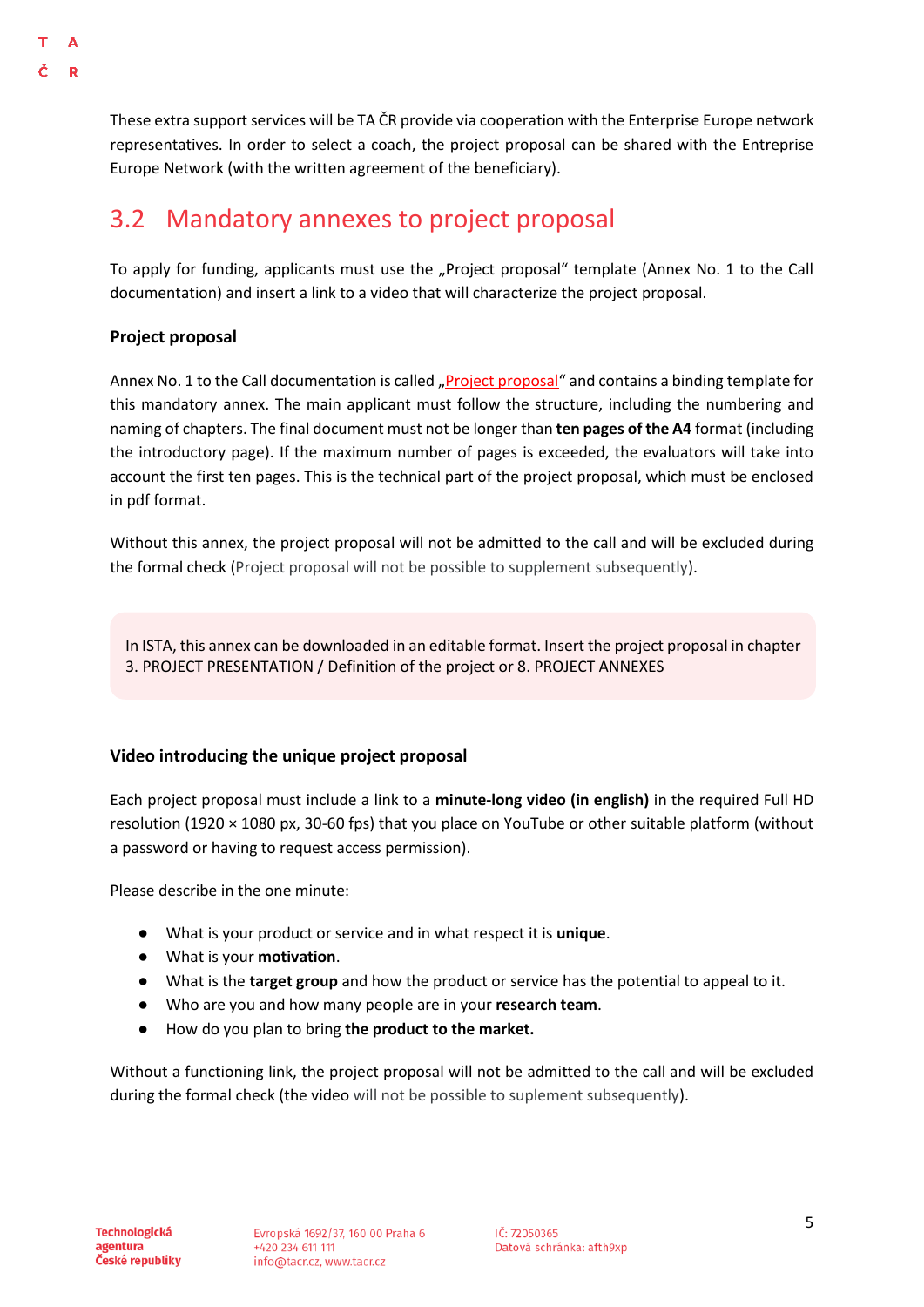These extra support services will be TA ČR provide via cooperation with the Enterprise Europe network representatives. In order to select a coach, the project proposal can be shared with the Entreprise Europe Network (with the written agreement of the beneficiary).

## 3.2 Mandatory annexes to project proposal

To apply for funding, applicants must use the „Project proposal" template (Annex No. 1 to the Call documentation) and insert a link to a video that will characterize the project proposal.

### Project proposal

Annex No. 1 to the Call documentation is called „Project proposal" and contains a binding template for this mandatory annex. The main applicant must follow the structure, including the numbering and naming of chapters. The final document must not be longer than **ten pages of the A4** format (including the introductory page). If the maximum number of pages is exceeded, the evaluators will take into account the first ten pages. This is the technical part of the project proposal, which must be enclosed in pdf format.

Without this annex, the project proposal will not be admitted to the call and will be excluded during the formal check (Project proposal will not be possible to supplement subsequently).

In ISTA, this annex can be downloaded in an editable format. Insert the project proposal in chapter 3. PROJECT PRESENTATION / Definition of the project or 8. PROJECT ANNEXES

### Video introducing the unique project proposal

Each project proposal must include a link to a **minute-long video (in english)** in the required Full HD resolution (1920 × 1080 px, 30-60 fps) that you place on YouTube or other suitable platform (without a password or having to request access permission).

Please describe in the one minute:

- What is your product or service and in what respect it is **unique**.
- What is your **motivation**.
- What is the **target group** and how the product or service has the potential to appeal to it.
- Who are you and how many people are in your **research team**.
- How do you plan to bring **the product to the market.**

Without a functioning link, the project proposal will not be admitted to the call and will be excluded during the formal check (the video will not be possible to suplement subsequently).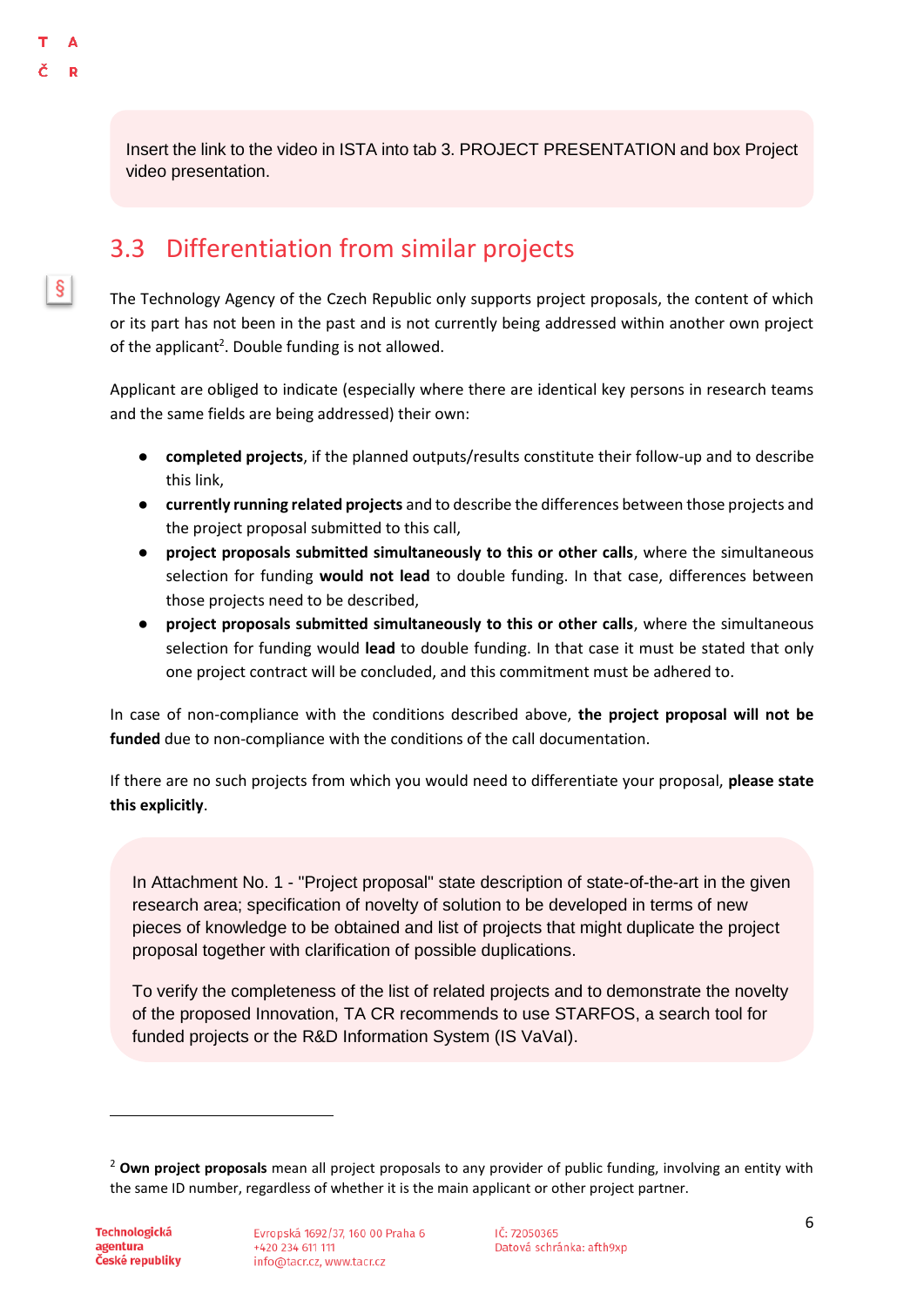Insert the link to the video in ISTA into tab 3. PROJECT PRESENTATION and box Project video presentation.

## 3.3 Differentiation from similar projects

§

The Technology Agency of the Czech Republic only supports project proposals, the content of which or its part has not been in the past and is not currently being addressed within another own project of the applicant[2]. Double funding is not allowed.

Applicant are obliged to indicate (especially where there are identical key persons in research teams and the same fields are being addressed) their own:

- **completed projects**, if the planned outputs/results constitute their follow-up and to describe this link,
- **currently running related projects** and to describe the differences between those projects and the project proposal submitted to this call,
- **project proposals submitted simultaneously to this or other calls**, where the simultaneous selection for funding **would not lead** to double funding. In that case, differences between those projects need to be described,
- **project proposals submitted simultaneously to this or other calls**, where the simultaneous selection for funding would **lead** to double funding. In that case it must be stated that only one project contract will be concluded, and this commitment must be adhered to.

In case of non-compliance with the conditions described above, **the project proposal will not be funded** due to non-compliance with the conditions of the call documentation.

If there are no such projects from which you would need to differentiate your proposal, **please state this explicitly**.

In Attachment No. 1 - "Project proposal" state description of state-of-the-art in the given research area; specification of novelty of solution to be developed in terms of new pieces of knowledge to be obtained and list of projects that might duplicate the project proposal together with clarification of possible duplications.

To verify the completeness of the list of related projects and to demonstrate the novelty of the proposed Innovation, TA CR recommends to use STARFOS, a search tool for funded projects or the R&D Information System (IS VaVaI).

[2] **Own project proposals** mean all project proposals to any provider of public funding, involving an entity with the same ID number, regardless of whether it is the main applicant or other project partner.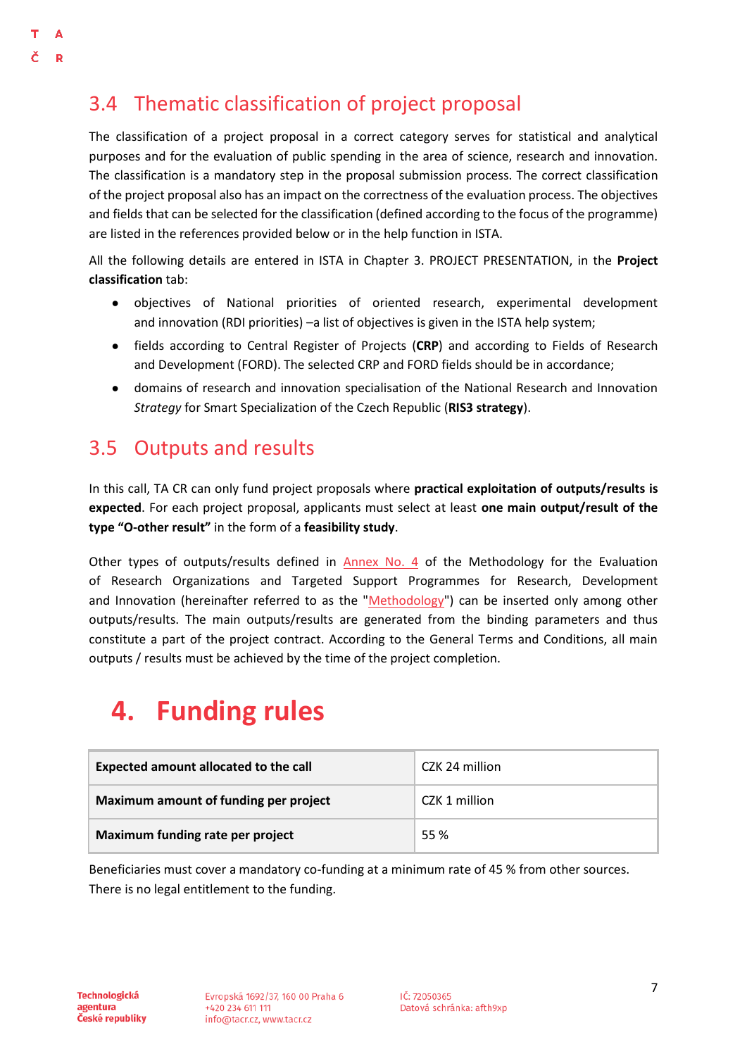## 3.4 Thematic classification of project proposal

The classification of a project proposal in a correct category serves for statistical and analytical purposes and for the evaluation of public spending in the area of science, research and innovation. The classification is a mandatory step in the proposal submission process. The correct classification of the project proposal also has an impact on the correctness of the evaluation process. The objectives and fields that can be selected for the classification (defined according to the focus of the programme) are listed in the references provided below or in the help function in ISTA.

All the following details are entered in ISTA in Chapter 3. PROJECT PRESENTATION, in the **Project classification** tab:

- objectives of National priorities of oriented research, experimental development and innovation (RDI priorities) –a list of objectives is given in the ISTA help system;
- fields according to Central Register of Projects (**CRP**) and according to Fields of Research and Development (FORD). The selected CRP and FORD fields should be in accordance;
- domains of research and innovation specialisation of the National Research and Innovation *Strategy* for Smart Specialization of the Czech Republic (**RIS3 strategy**).

## 3.5 Outputs and results

In this call, TA CR can only fund project proposals where **practical exploitation of outputs/results is expected**. For each project proposal, applicants must select at least **one main output/result of the type "O-other result"** in the form of a **feasibility study**.

Other types of outputs/results defined in Annex No. 4 of the Methodology for the Evaluation of Research Organizations and Targeted Support Programmes for Research, Development and Innovation (hereinafter referred to as the "Methodology") can be inserted only among other outputs/results. The main outputs/results are generated from the binding parameters and thus constitute a part of the project contract. According to the General Terms and Conditions, all main outputs / results must be achieved by the time of the project completion.

# 4. Funding rules

| | |
|---|---|
| **Expected amount allocated to the call** | CZK 24 million |
| **Maximum amount of funding per project** | CZK 1 million |
| **Maximum funding rate per project** | 55 % |

Beneficiaries must cover a mandatory co-funding at a minimum rate of 45 % from other sources. There is no legal entitlement to the funding.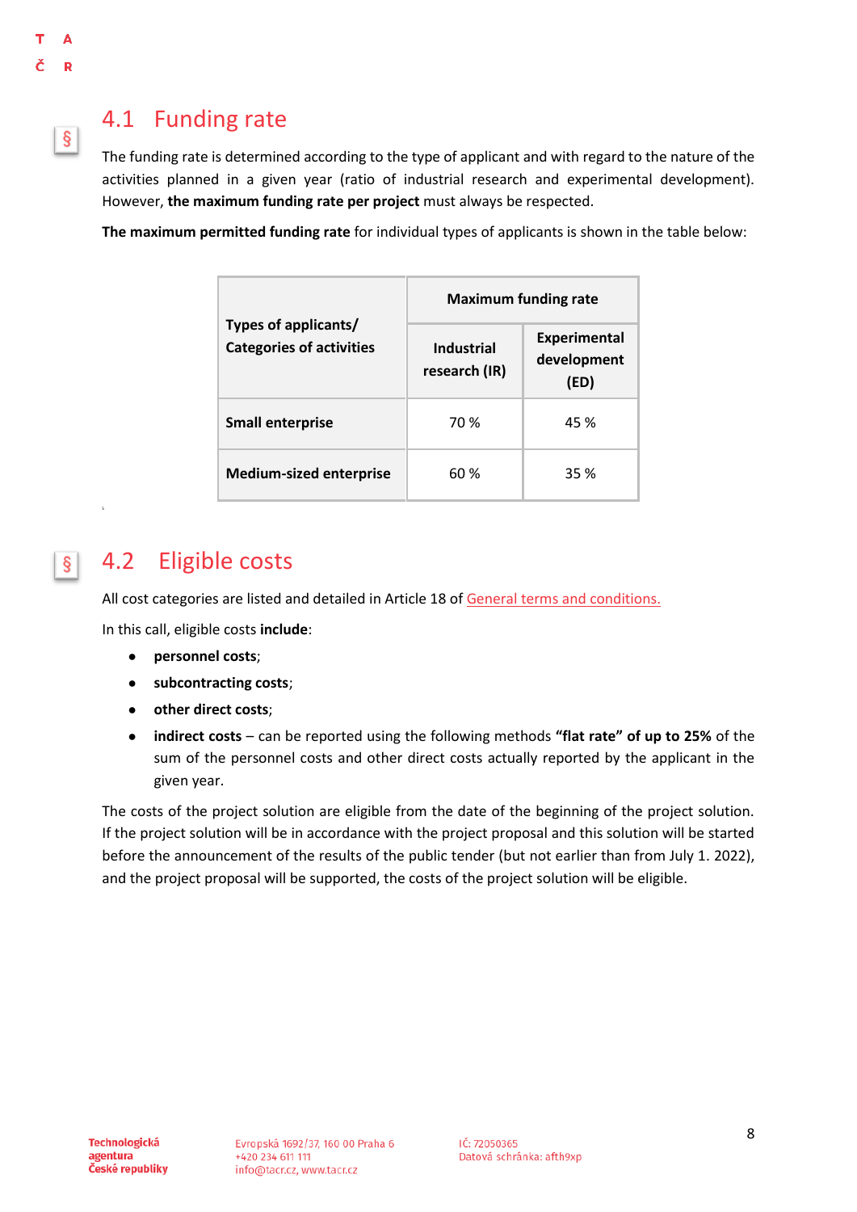## 4.1 Funding rate

The funding rate is determined according to the type of applicant and with regard to the nature of the activities planned in a given year (ratio of industrial research and experimental development). However, **the maximum funding rate per project** must always be respected.

**The maximum permitted funding rate** for individual types of applicants is shown in the table below:

| Types of applicants/ Categories of activities | Maximum funding rate | |
|---|---|---|
| | **Industrial research (IR)** | **Experimental development (ED)** |
| **Small enterprise** | 70 % | 45 % |
| **Medium-sized enterprise** | 60 % | 35 % |

## 4.2 Eligible costs

All cost categories are listed and detailed in Article 18 of General terms and conditions.

In this call, eligible costs **include**:

- **personnel costs**;
- **subcontracting costs**;
- **other direct costs**;
- **indirect costs** – can be reported using the following methods **"flat rate" of up to 25%** of the sum of the personnel costs and other direct costs actually reported by the applicant in the given year.

The costs of the project solution are eligible from the date of the beginning of the project solution. If the project solution will be in accordance with the project proposal and this solution will be started before the announcement of the results of the public tender (but not earlier than from July 1. 2022), and the project proposal will be supported, the costs of the project solution will be eligible.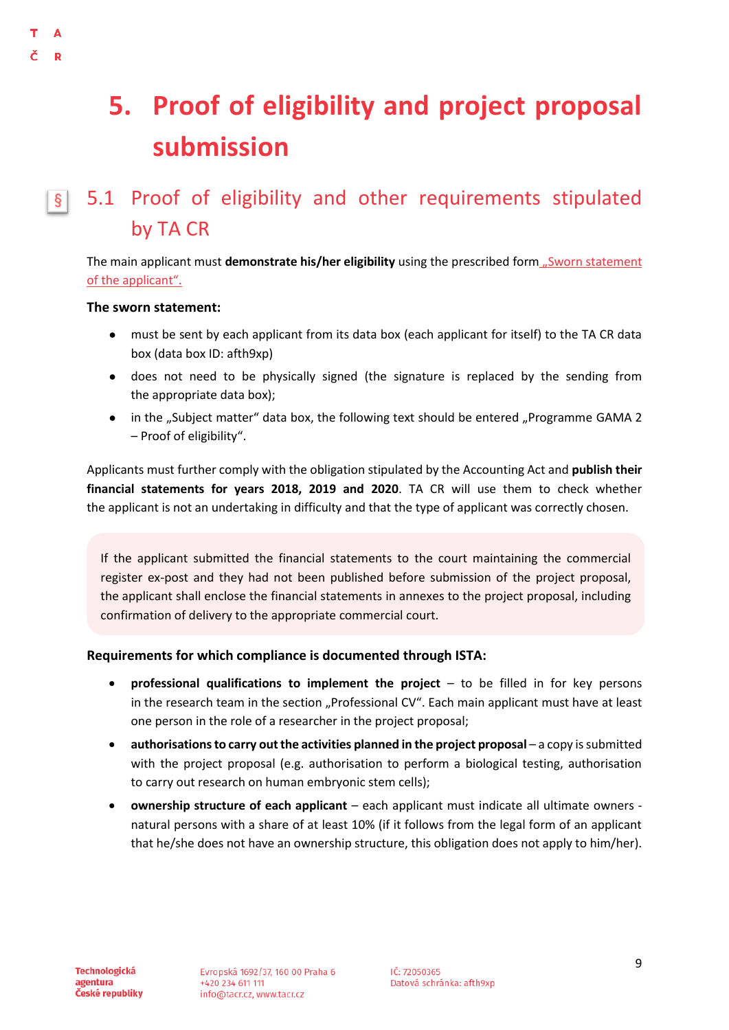# 5. Proof of eligibility and project proposal submission

## 5.1 Proof of eligibility and other requirements stipulated by TA CR

The main applicant must **demonstrate his/her eligibility** using the prescribed form „Sworn statement of the applicant".

**The sworn statement:**

- must be sent by each applicant from its data box (each applicant for itself) to the TA CR data box (data box ID: afth9xp)
- does not need to be physically signed (the signature is replaced by the sending from the appropriate data box);
- in the „Subject matter" data box, the following text should be entered „Programme GAMA 2 – Proof of eligibility".

Applicants must further comply with the obligation stipulated by the Accounting Act and **publish their financial statements for years 2018, 2019 and 2020**. TA CR will use them to check whether the applicant is not an undertaking in difficulty and that the type of applicant was correctly chosen.

If the applicant submitted the financial statements to the court maintaining the commercial register ex-post and they had not been published before submission of the project proposal, the applicant shall enclose the financial statements in annexes to the project proposal, including confirmation of delivery to the appropriate commercial court.

**Requirements for which compliance is documented through ISTA:**

- **professional qualifications to implement the project** – to be filled in for key persons in the research team in the section „Professional CV". Each main applicant must have at least one person in the role of a researcher in the project proposal;
- **authorisations to carry out the activities planned in the project proposal** – a copy is submitted with the project proposal (e.g. authorisation to perform a biological testing, authorisation to carry out research on human embryonic stem cells);
- **ownership structure of each applicant** – each applicant must indicate all ultimate owners - natural persons with a share of at least 10% (if it follows from the legal form of an applicant that he/she does not have an ownership structure, this obligation does not apply to him/her).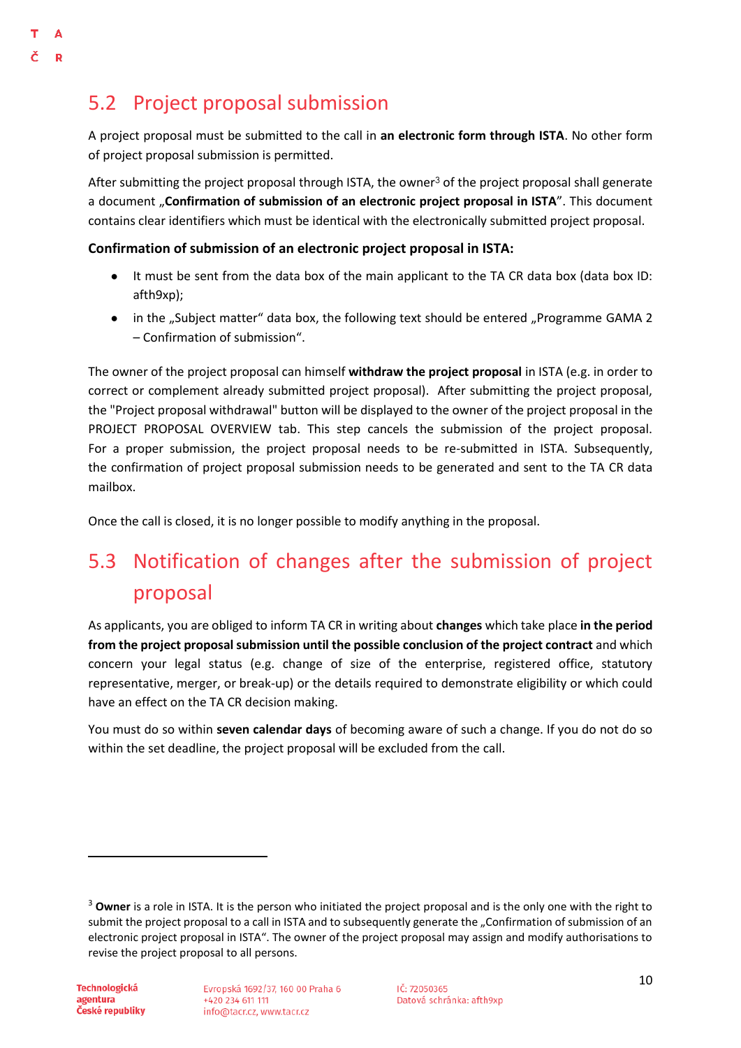## 5.2 Project proposal submission

A project proposal must be submitted to the call in **an electronic form through ISTA**. No other form of project proposal submission is permitted.

After submitting the project proposal through ISTA, the owner[3] of the project proposal shall generate a document „**Confirmation of submission of an electronic project proposal in ISTA**". This document contains clear identifiers which must be identical with the electronically submitted project proposal.

**Confirmation of submission of an electronic project proposal in ISTA:**

- It must be sent from the data box of the main applicant to the TA CR data box (data box ID: afth9xp);
- in the „Subject matter" data box, the following text should be entered „Programme GAMA 2 – Confirmation of submission".

The owner of the project proposal can himself **withdraw the project proposal** in ISTA (e.g. in order to correct or complement already submitted project proposal). After submitting the project proposal, the "Project proposal withdrawal" button will be displayed to the owner of the project proposal in the PROJECT PROPOSAL OVERVIEW tab. This step cancels the submission of the project proposal. For a proper submission, the project proposal needs to be re-submitted in ISTA. Subsequently, the confirmation of project proposal submission needs to be generated and sent to the TA CR data mailbox.

Once the call is closed, it is no longer possible to modify anything in the proposal.

## 5.3 Notification of changes after the submission of project proposal

As applicants, you are obliged to inform TA CR in writing about **changes** which take place **in the period from the project proposal submission until the possible conclusion of the project contract** and which concern your legal status (e.g. change of size of the enterprise, registered office, statutory representative, merger, or break-up) or the details required to demonstrate eligibility or which could have an effect on the TA CR decision making.

You must do so within **seven calendar days** of becoming aware of such a change. If you do not do so within the set deadline, the project proposal will be excluded from the call.

---

[3] **Owner** is a role in ISTA. It is the person who initiated the project proposal and is the only one with the right to submit the project proposal to a call in ISTA and to subsequently generate the „Confirmation of submission of an electronic project proposal in ISTA". The owner of the project proposal may assign and modify authorisations to revise the project proposal to all persons.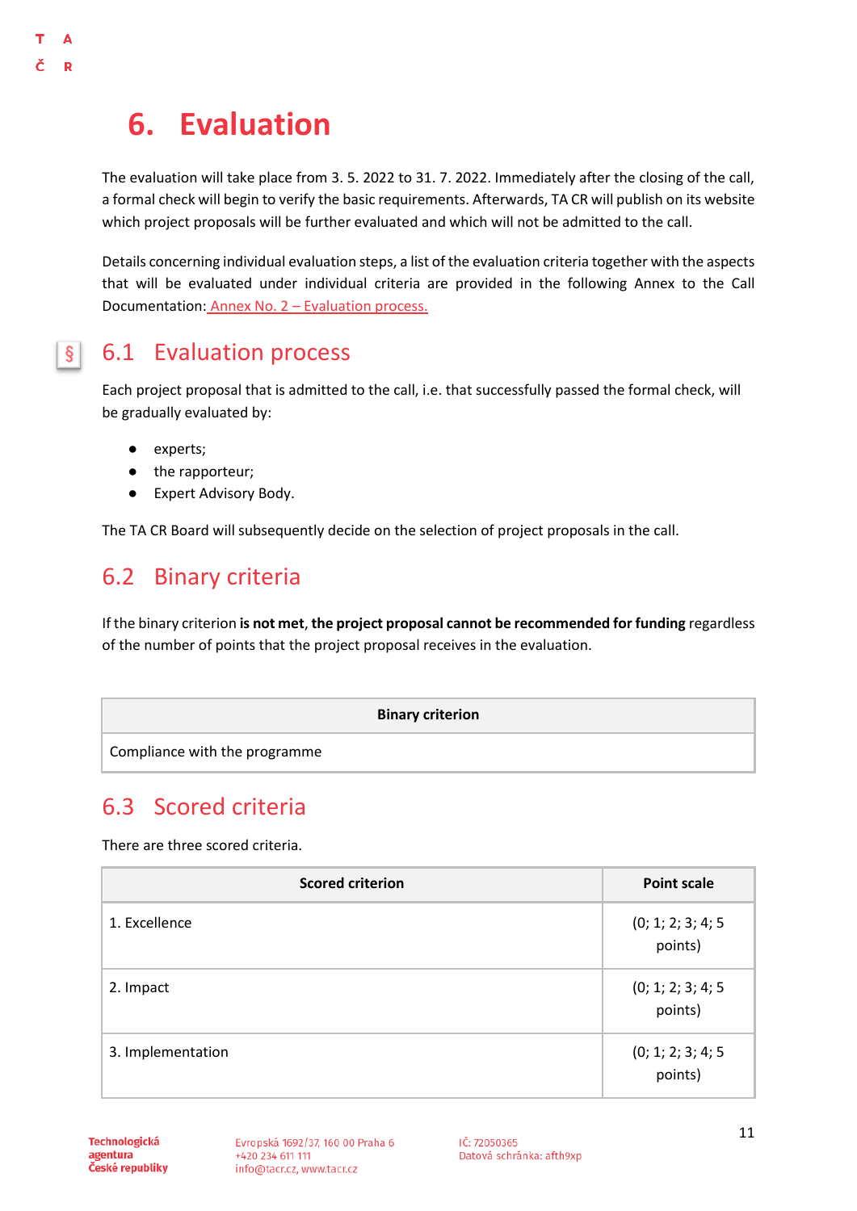# 6. Evaluation

The evaluation will take place from 3. 5. 2022 to 31. 7. 2022. Immediately after the closing of the call, a formal check will begin to verify the basic requirements. Afterwards, TA CR will publish on its website which project proposals will be further evaluated and which will not be admitted to the call.

Details concerning individual evaluation steps, a list of the evaluation criteria together with the aspects that will be evaluated under individual criteria are provided in the following Annex to the Call Documentation: Annex No. 2 – Evaluation process.

## 6.1 Evaluation process

Each project proposal that is admitted to the call, i.e. that successfully passed the formal check, will be gradually evaluated by:

- experts;
- the rapporteur;
- Expert Advisory Body.

The TA CR Board will subsequently decide on the selection of project proposals in the call.

## 6.2 Binary criteria

If the binary criterion **is not met**, **the project proposal cannot be recommended for funding** regardless of the number of points that the project proposal receives in the evaluation.

| Binary criterion |
|---|
| Compliance with the programme |

## 6.3 Scored criteria

There are three scored criteria.

| Scored criterion | Point scale |
|---|---|
| 1. Excellence | (0; 1; 2; 3; 4; 5 points) |
| 2. Impact | (0; 1; 2; 3; 4; 5 points) |
| 3. Implementation | (0; 1; 2; 3; 4; 5 points) |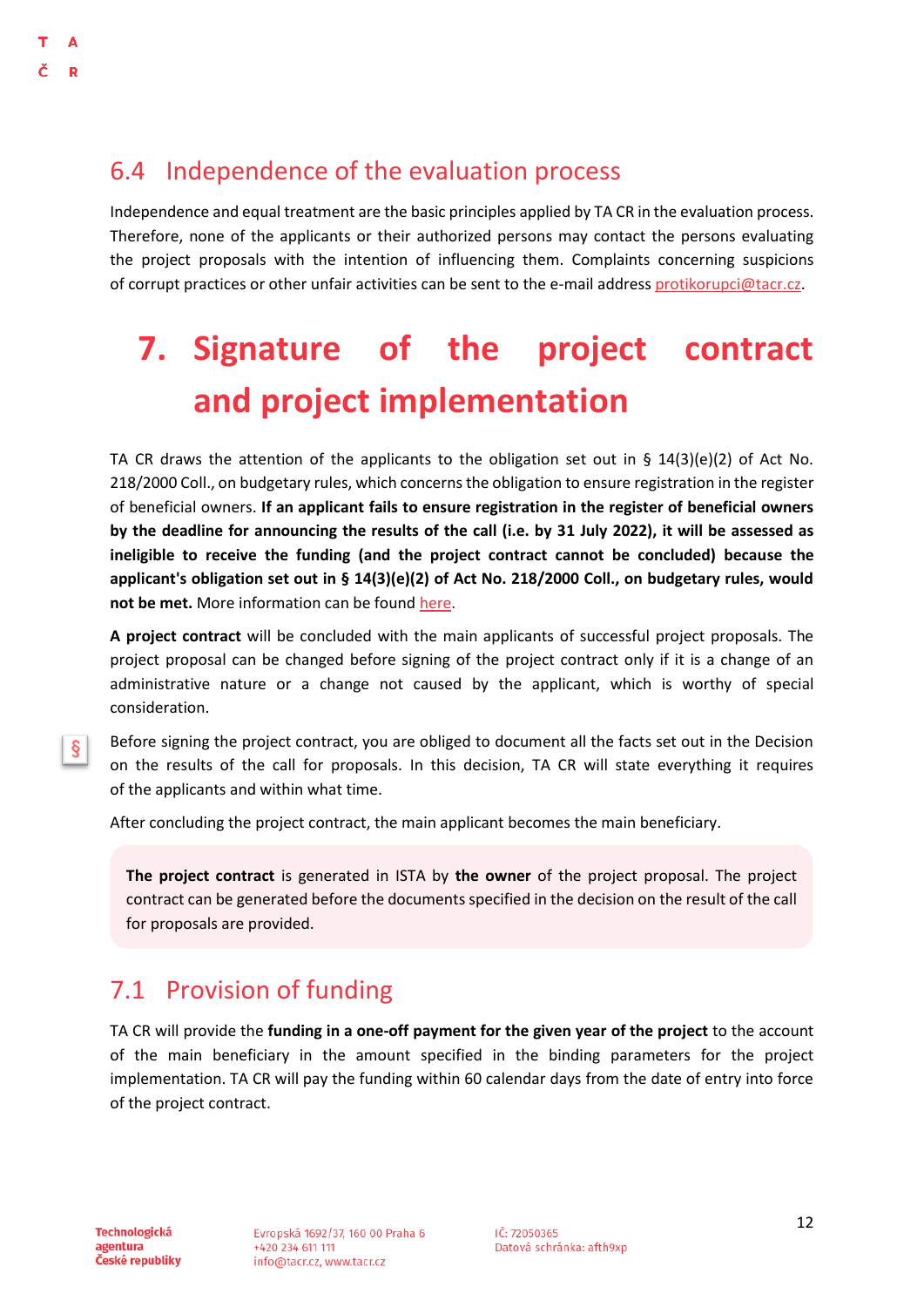## 6.4 Independence of the evaluation process

Independence and equal treatment are the basic principles applied by TA CR in the evaluation process. Therefore, none of the applicants or their authorized persons may contact the persons evaluating the project proposals with the intention of influencing them. Complaints concerning suspicions of corrupt practices or other unfair activities can be sent to the e-mail address protikorupci@tacr.cz.

# 7. Signature of the project contract and project implementation

TA CR draws the attention of the applicants to the obligation set out in § 14(3)(e)(2) of Act No. 218/2000 Coll., on budgetary rules, which concerns the obligation to ensure registration in the register of beneficial owners. **If an applicant fails to ensure registration in the register of beneficial owners by the deadline for announcing the results of the call (i.e. by 31 July 2022), it will be assessed as ineligible to receive the funding (and the project contract cannot be concluded) because the applicant's obligation set out in § 14(3)(e)(2) of Act No. 218/2000 Coll., on budgetary rules, would not be met.** More information can be found here.

**A project contract** will be concluded with the main applicants of successful project proposals. The project proposal can be changed before signing of the project contract only if it is a change of an administrative nature or a change not caused by the applicant, which is worthy of special consideration.

§ Before signing the project contract, you are obliged to document all the facts set out in the Decision on the results of the call for proposals. In this decision, TA CR will state everything it requires of the applicants and within what time.

After concluding the project contract, the main applicant becomes the main beneficiary.

> **The project contract** is generated in ISTA by **the owner** of the project proposal. The project contract can be generated before the documents specified in the decision on the result of the call for proposals are provided.

## 7.1 Provision of funding

TA CR will provide the **funding in a one-off payment for the given year of the project** to the account of the main beneficiary in the amount specified in the binding parameters for the project implementation. TA CR will pay the funding within 60 calendar days from the date of entry into force of the project contract.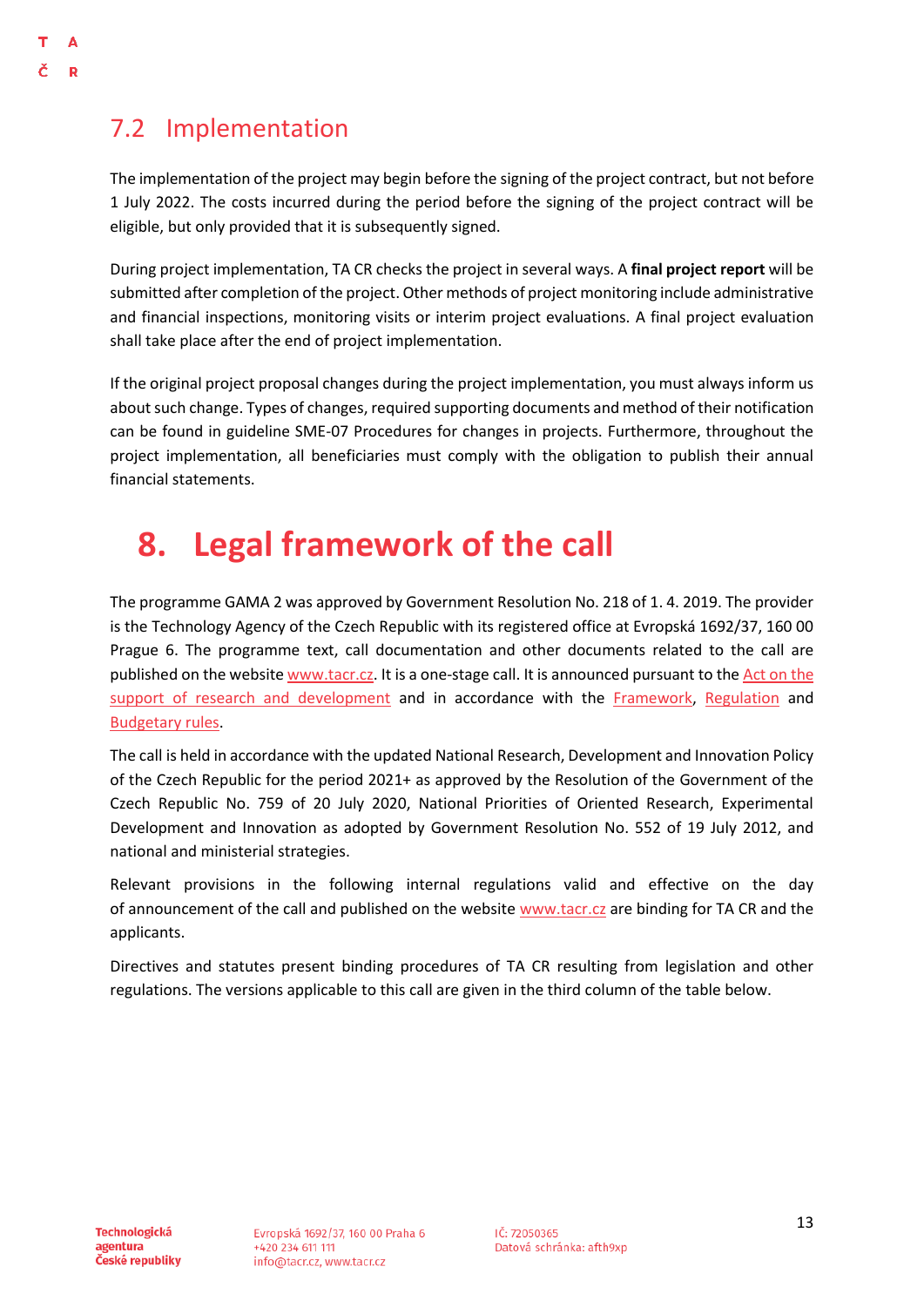## 7.2 Implementation

The implementation of the project may begin before the signing of the project contract, but not before 1 July 2022. The costs incurred during the period before the signing of the project contract will be eligible, but only provided that it is subsequently signed.

During project implementation, TA CR checks the project in several ways. A **final project report** will be submitted after completion of the project. Other methods of project monitoring include administrative and financial inspections, monitoring visits or interim project evaluations. A final project evaluation shall take place after the end of project implementation.

If the original project proposal changes during the project implementation, you must always inform us about such change. Types of changes, required supporting documents and method of their notification can be found in guideline SME-07 Procedures for changes in projects. Furthermore, throughout the project implementation, all beneficiaries must comply with the obligation to publish their annual financial statements.

# 8. Legal framework of the call

The programme GAMA 2 was approved by Government Resolution No. 218 of 1. 4. 2019. The provider is the Technology Agency of the Czech Republic with its registered office at Evropská 1692/37, 160 00 Prague 6. The programme text, call documentation and other documents related to the call are published on the website www.tacr.cz. It is a one-stage call. It is announced pursuant to the Act on the support of research and development and in accordance with the Framework, Regulation and Budgetary rules.

The call is held in accordance with the updated National Research, Development and Innovation Policy of the Czech Republic for the period 2021+ as approved by the Resolution of the Government of the Czech Republic No. 759 of 20 July 2020, National Priorities of Oriented Research, Experimental Development and Innovation as adopted by Government Resolution No. 552 of 19 July 2012, and national and ministerial strategies.

Relevant provisions in the following internal regulations valid and effective on the day of announcement of the call and published on the website www.tacr.cz are binding for TA CR and the applicants.

Directives and statutes present binding procedures of TA CR resulting from legislation and other regulations. The versions applicable to this call are given in the third column of the table below.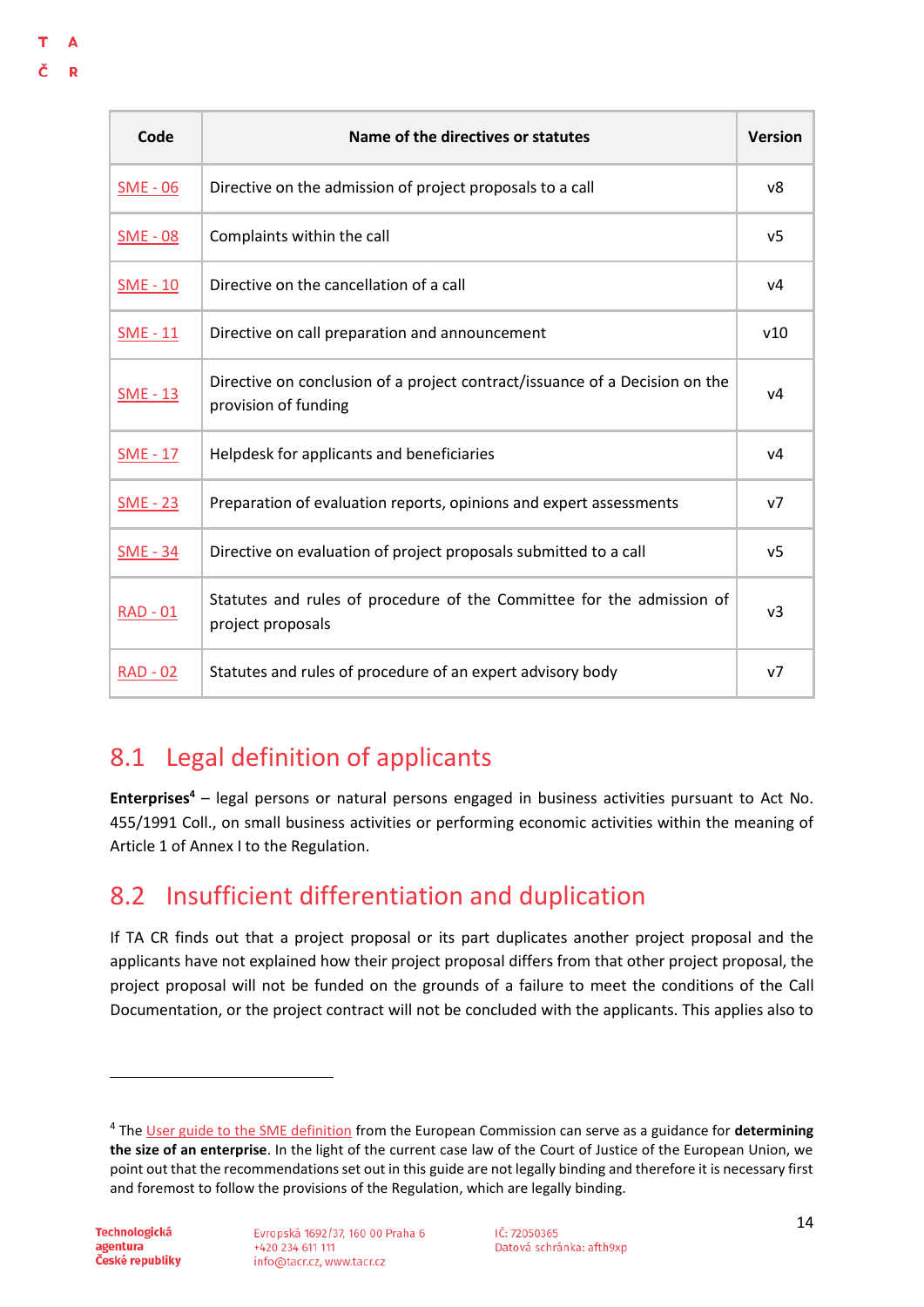| Code | Name of the directives or statutes | Version |
|---|---|---|
| SME - 06 | Directive on the admission of project proposals to a call | v8 |
| SME - 08 | Complaints within the call | v5 |
| SME - 10 | Directive on the cancellation of a call | v4 |
| SME - 11 | Directive on call preparation and announcement | v10 |
| SME - 13 | Directive on conclusion of a project contract/issuance of a Decision on the provision of funding | v4 |
| SME - 17 | Helpdesk for applicants and beneficiaries | v4 |
| SME - 23 | Preparation of evaluation reports, opinions and expert assessments | v7 |
| SME - 34 | Directive on evaluation of project proposals submitted to a call | v5 |
| RAD - 01 | Statutes and rules of procedure of the Committee for the admission of project proposals | v3 |
| RAD - 02 | Statutes and rules of procedure of an expert advisory body | v7 |

## 8.1 Legal definition of applicants

**Enterprises**[4] – legal persons or natural persons engaged in business activities pursuant to Act No. 455/1991 Coll., on small business activities or performing economic activities within the meaning of Article 1 of Annex I to the Regulation.

## 8.2 Insufficient differentiation and duplication

If TA CR finds out that a project proposal or its part duplicates another project proposal and the applicants have not explained how their project proposal differs from that other project proposal, the project proposal will not be funded on the grounds of a failure to meet the conditions of the Call Documentation, or the project contract will not be concluded with the applicants. This applies also to

[4] The User guide to the SME definition from the European Commission can serve as a guidance for **determining the size of an enterprise**. In the light of the current case law of the Court of Justice of the European Union, we point out that the recommendations set out in this guide are not legally binding and therefore it is necessary first and foremost to follow the provisions of the Regulation, which are legally binding.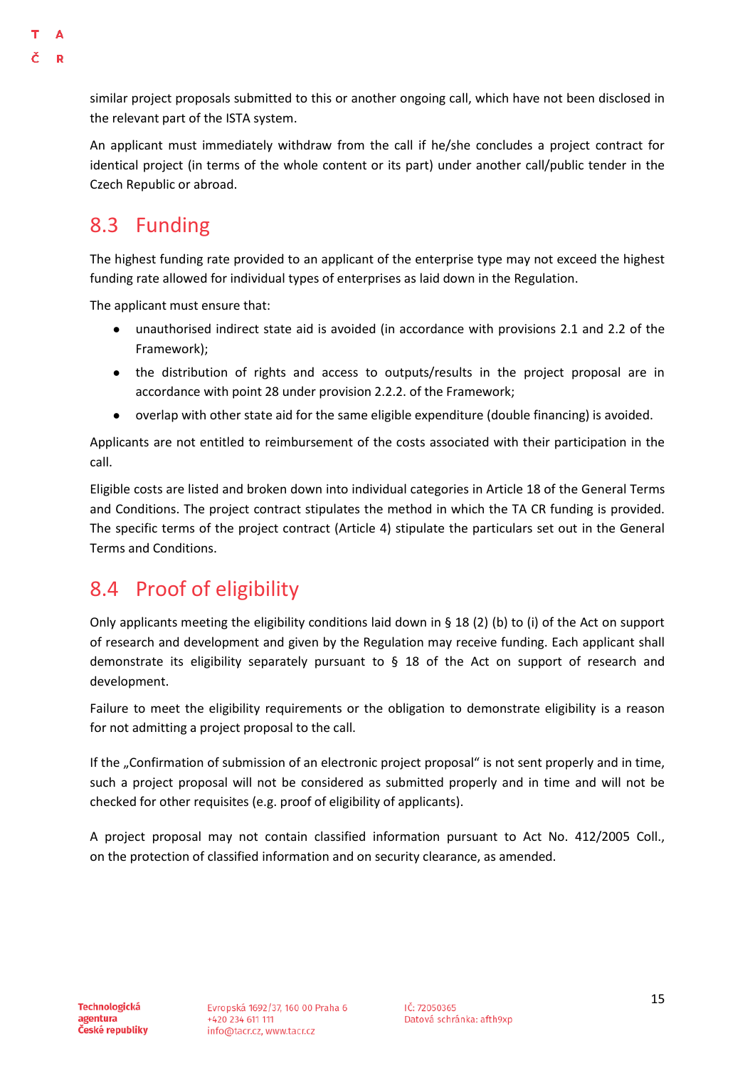similar project proposals submitted to this or another ongoing call, which have not been disclosed in the relevant part of the ISTA system.

An applicant must immediately withdraw from the call if he/she concludes a project contract for identical project (in terms of the whole content or its part) under another call/public tender in the Czech Republic or abroad.

## 8.3 Funding

The highest funding rate provided to an applicant of the enterprise type may not exceed the highest funding rate allowed for individual types of enterprises as laid down in the Regulation.

The applicant must ensure that:

- unauthorised indirect state aid is avoided (in accordance with provisions 2.1 and 2.2 of the Framework);
- the distribution of rights and access to outputs/results in the project proposal are in accordance with point 28 under provision 2.2.2. of the Framework;
- overlap with other state aid for the same eligible expenditure (double financing) is avoided.

Applicants are not entitled to reimbursement of the costs associated with their participation in the call.

Eligible costs are listed and broken down into individual categories in Article 18 of the General Terms and Conditions. The project contract stipulates the method in which the TA CR funding is provided. The specific terms of the project contract (Article 4) stipulate the particulars set out in the General Terms and Conditions.

## 8.4 Proof of eligibility

Only applicants meeting the eligibility conditions laid down in § 18 (2) (b) to (i) of the Act on support of research and development and given by the Regulation may receive funding. Each applicant shall demonstrate its eligibility separately pursuant to § 18 of the Act on support of research and development.

Failure to meet the eligibility requirements or the obligation to demonstrate eligibility is a reason for not admitting a project proposal to the call.

If the „Confirmation of submission of an electronic project proposal" is not sent properly and in time, such a project proposal will not be considered as submitted properly and in time and will not be checked for other requisites (e.g. proof of eligibility of applicants).

A project proposal may not contain classified information pursuant to Act No. 412/2005 Coll., on the protection of classified information and on security clearance, as amended.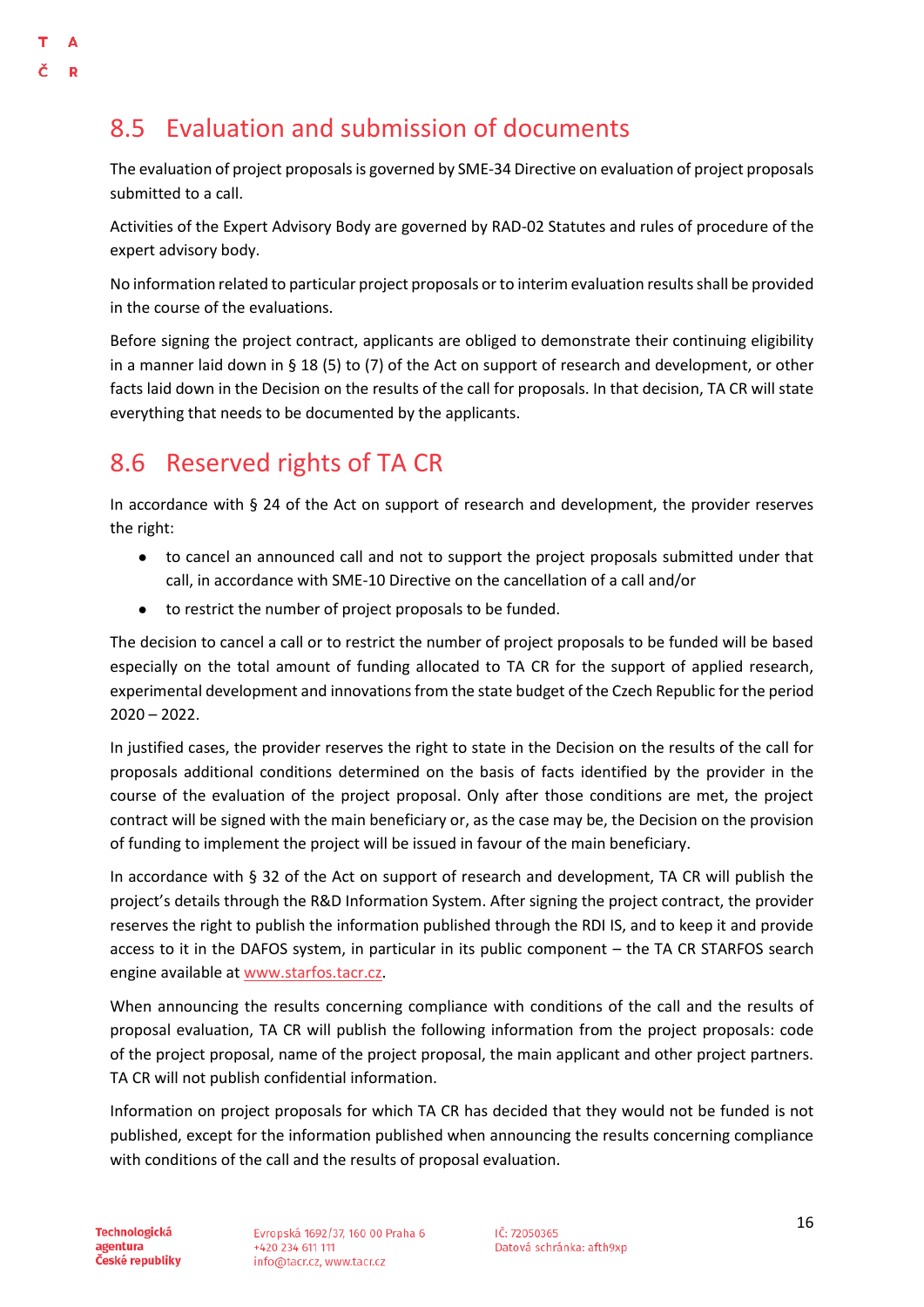## 8.5 Evaluation and submission of documents

The evaluation of project proposals is governed by SME-34 Directive on evaluation of project proposals submitted to a call.

Activities of the Expert Advisory Body are governed by RAD-02 Statutes and rules of procedure of the expert advisory body.

No information related to particular project proposals or to interim evaluation results shall be provided in the course of the evaluations.

Before signing the project contract, applicants are obliged to demonstrate their continuing eligibility in a manner laid down in § 18 (5) to (7) of the Act on support of research and development, or other facts laid down in the Decision on the results of the call for proposals. In that decision, TA CR will state everything that needs to be documented by the applicants.

## 8.6 Reserved rights of TA CR

In accordance with § 24 of the Act on support of research and development, the provider reserves the right:

- to cancel an announced call and not to support the project proposals submitted under that call, in accordance with SME-10 Directive on the cancellation of a call and/or
- to restrict the number of project proposals to be funded.

The decision to cancel a call or to restrict the number of project proposals to be funded will be based especially on the total amount of funding allocated to TA CR for the support of applied research, experimental development and innovations from the state budget of the Czech Republic for the period 2020 – 2022.

In justified cases, the provider reserves the right to state in the Decision on the results of the call for proposals additional conditions determined on the basis of facts identified by the provider in the course of the evaluation of the project proposal. Only after those conditions are met, the project contract will be signed with the main beneficiary or, as the case may be, the Decision on the provision of funding to implement the project will be issued in favour of the main beneficiary.

In accordance with § 32 of the Act on support of research and development, TA CR will publish the project's details through the R&D Information System. After signing the project contract, the provider reserves the right to publish the information published through the RDI IS, and to keep it and provide access to it in the DAFOS system, in particular in its public component – the TA CR STARFOS search engine available at www.starfos.tacr.cz.

When announcing the results concerning compliance with conditions of the call and the results of proposal evaluation, TA CR will publish the following information from the project proposals: code of the project proposal, name of the project proposal, the main applicant and other project partners. TA CR will not publish confidential information.

Information on project proposals for which TA CR has decided that they would not be funded is not published, except for the information published when announcing the results concerning compliance with conditions of the call and the results of proposal evaluation.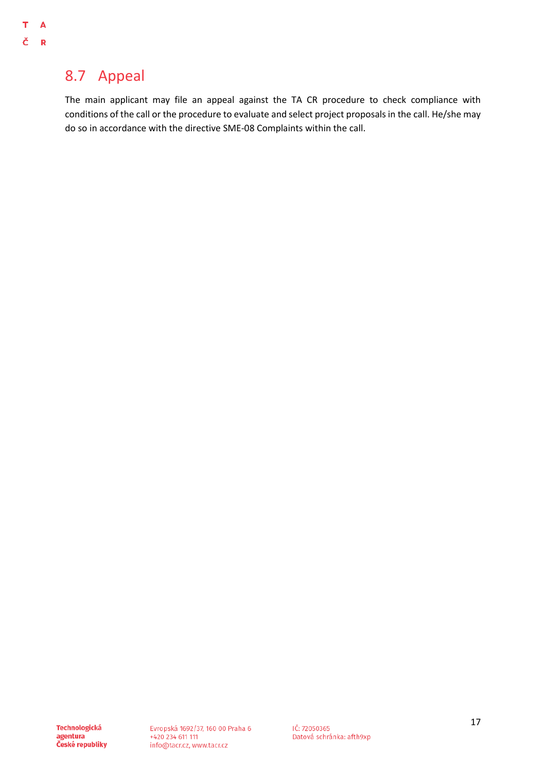## 8.7 Appeal

The main applicant may file an appeal against the TA CR procedure to check compliance with conditions of the call or the procedure to evaluate and select project proposals in the call. He/she may do so in accordance with the directive SME-08 Complaints within the call.